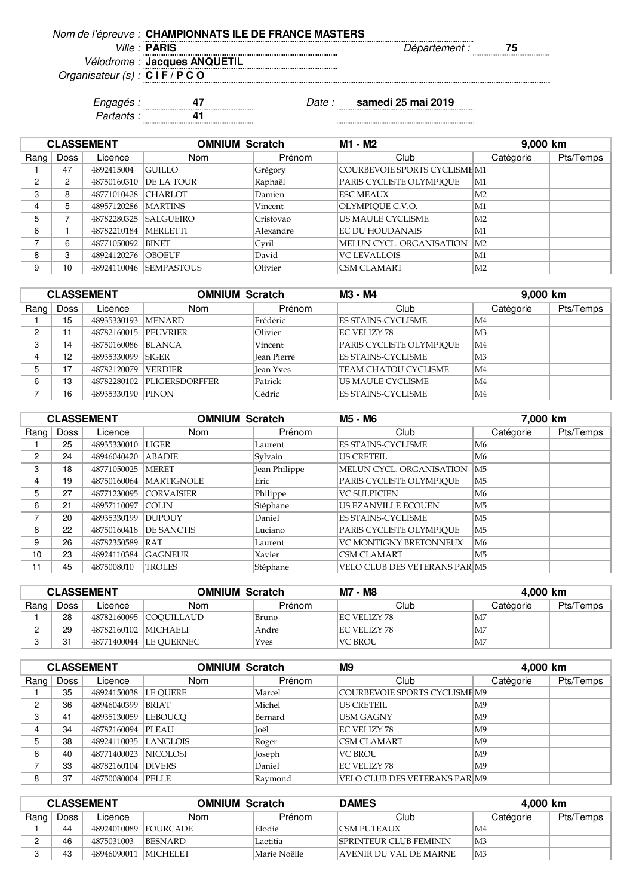*Nom de l'épreuve :* **CHAMPIONNATS ILE DE FRANCE MASTERS**

*Ville :* **PARIS** *Département :* **75**

*Vélodrome :* **Jacques ANQUETIL**

*Organisateur (s) :* **C I F / P C O**

*Engagés :* **47** *Date :* **samedi 25 mai 2019**

*Partants :* **41**

| CLASSEMENT | | | OMNIUM Scratch | | M1 - M2 | 9,000 km | |
|---|---|---|---|---|---|---|---|
| Rang | Doss | Licence | Nom | Prénom | Club | Catégorie | Pts/Temps |
| 1 | 47 | 4892415004 | GUILLO | Grégory | COURBEVOIE SPORTS CYCLISME | M1 | |
| 2 | 2 | 48750160310 | DE LA TOUR | Raphaël | PARIS CYCLISTE OLYMPIQUE | M1 | |
| 3 | 8 | 48771010428 | CHARLOT | Damien | ESC MEAUX | M2 | |
| 4 | 5 | 48957120286 | MARTINS | Vincent | OLYMPIQUE C.V.O. | M1 | |
| 5 | 7 | 48782280325 | SALGUEIRO | Cristovao | US MAULE CYCLISME | M2 | |
| 6 | 1 | 48782210184 | MERLETTI | Alexandre | EC DU HOUDANAIS | M1 | |
| 7 | 6 | 48771050092 | BINET | Cyril | MELUN CYCL. ORGANISATION | M2 | |
| 8 | 3 | 48924120276 | OBOEUF | David | VC LEVALLOIS | M1 | |
| 9 | 10 | 48924110046 | SEMPASTOUS | Olivier | CSM CLAMART | M2 | |

| CLASSEMENT | | | OMNIUM Scratch | | M3 - M4 | 9,000 km | |
|---|---|---|---|---|---|---|---|
| Rang | Doss | Licence | Nom | Prénom | Club | Catégorie | Pts/Temps |
| 1 | 15 | 48935330193 | MENARD | Frédéric | ES STAINS-CYCLISME | M4 | |
| 2 | 11 | 48782160015 | PEUVRIER | Olivier | EC VELIZY 78 | M3 | |
| 3 | 14 | 48750160086 | BLANCA | Vincent | PARIS CYCLISTE OLYMPIQUE | M4 | |
| 4 | 12 | 48935330099 | SIGER | Jean Pierre | ES STAINS-CYCLISME | M3 | |
| 5 | 17 | 48782120079 | VERDIER | Jean Yves | TEAM CHATOU CYCLISME | M4 | |
| 6 | 13 | 48782280102 | PLIGERSDORFFER | Patrick | US MAULE CYCLISME | M4 | |
| 7 | 16 | 48935330190 | PINON | Cédric | ES STAINS-CYCLISME | M4 | |

| CLASSEMENT | | | OMNIUM Scratch | | M5 - M6 | 7,000 km | |
|---|---|---|---|---|---|---|---|
| Rang | Doss | Licence | Nom | Prénom | Club | Catégorie | Pts/Temps |
| 1 | 25 | 48935330010 | LIGER | Laurent | ES STAINS-CYCLISME | M6 | |
| 2 | 24 | 48946040420 | ABADIE | Sylvain | US CRETEIL | M6 | |
| 3 | 18 | 48771050025 | MERET | Jean Philippe | MELUN CYCL. ORGANISATION | M5 | |
| 4 | 19 | 48750160064 | MARTIGNOLE | Eric | PARIS CYCLISTE OLYMPIQUE | M5 | |
| 5 | 27 | 48771230095 | CORVAISIER | Philippe | VC SULPICIEN | M6 | |
| 6 | 21 | 48957110097 | COLIN | Stéphane | US EZANVILLE ECOUEN | M5 | |
| 7 | 20 | 48935330199 | DUPOUY | Daniel | ES STAINS-CYCLISME | M5 | |
| 8 | 22 | 48750160418 | DE SANCTIS | Luciano | PARIS CYCLISTE OLYMPIQUE | M5 | |
| 9 | 26 | 48782350589 | RAT | Laurent | VC MONTIGNY BRETONNEUX | M6 | |
| 10 | 23 | 48924110384 | GAGNEUR | Xavier | CSM CLAMART | M5 | |
| 11 | 45 | 4875008010 | TROLES | Stéphane | VELO CLUB DES VETERANS PAR | M5 | |

| CLASSEMENT | | | OMNIUM Scratch | | M7 - M8 | 4,000 km | |
|---|---|---|---|---|---|---|---|
| Rang | Doss | Licence | Nom | Prénom | Club | Catégorie | Pts/Temps |
| 1 | 28 | 48782160095 | COQUILLAUD | Bruno | EC VELIZY 78 | M7 | |
| 2 | 29 | 48782160102 | MICHAELI | Andre | EC VELIZY 78 | M7 | |
| 3 | 31 | 48771400044 | LE QUERNEC | Yves | VC BROU | M7 | |

| CLASSEMENT | | | OMNIUM Scratch | | M9 | 4,000 km | |
|---|---|---|---|---|---|---|---|
| Rang | Doss | Licence | Nom | Prénom | Club | Catégorie | Pts/Temps |
| 1 | 35 | 48924150038 | LE QUERE | Marcel | COURBEVOIE SPORTS CYCLISME | M9 | |
| 2 | 36 | 48946040399 | BRIAT | Michel | US CRETEIL | M9 | |
| 3 | 41 | 48935130059 | LEBOUCQ | Bernard | USM GAGNY | M9 | |
| 4 | 34 | 48782160094 | PLEAU | Joël | EC VELIZY 78 | M9 | |
| 5 | 38 | 48924110035 | LANGLOIS | Roger | CSM CLAMART | M9 | |
| 6 | 40 | 48771400023 | NICOLOSI | Joseph | VC BROU | M9 | |
| 7 | 33 | 48782160104 | DIVERS | Daniel | EC VELIZY 78 | M9 | |
| 8 | 37 | 48750080004 | PELLE | Raymond | VELO CLUB DES VETERANS PAR | M9 | |

| CLASSEMENT | | | OMNIUM Scratch | | DAMES | 4,000 km | |
|---|---|---|---|---|---|---|---|
| Rang | Doss | Licence | Nom | Prénom | Club | Catégorie | Pts/Temps |
| 1 | 44 | 48924010089 | FOURCADE | Elodie | CSM PUTEAUX | M4 | |
| 2 | 46 | 4875031003 | BESNARD | Laetitia | SPRINTEUR CLUB FEMININ | M3 | |
| 3 | 43 | 48946090011 | MICHELET | Marie Noëlle | AVENIR DU VAL DE MARNE | M3 | |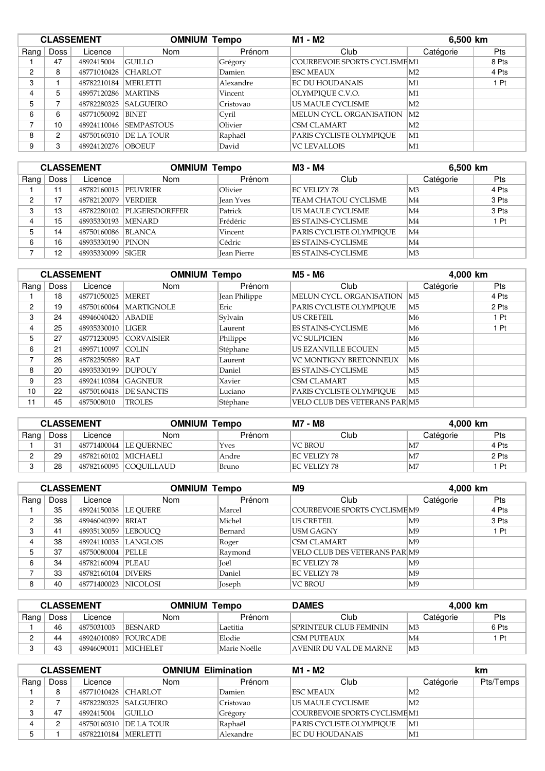| CLASSEMENT | | | OMNIUM Tempo | | M1 - M2 | 6,500 km | |
|---|---|---|---|---|---|---|---|
| Rang | Doss | Licence | Nom | Prénom | Club | Catégorie | Pts |
| 1 | 47 | 4892415004 | GUILLO | Grégory | COURBEVOIE SPORTS CYCLISME | M1 | 8 Pts |
| 2 | 8 | 48771010428 | CHARLOT | Damien | ESC MEAUX | M2 | 4 Pts |
| 3 | 1 | 48782210184 | MERLETTI | Alexandre | EC DU HOUDANAIS | M1 | 1 Pt |
| 4 | 5 | 48957120286 | MARTINS | Vincent | OLYMPIQUE C.V.O. | M1 | |
| 5 | 7 | 48782280325 | SALGUEIRO | Cristovao | US MAULE CYCLISME | M2 | |
| 6 | 6 | 48771050092 | BINET | Cyril | MELUN CYCL. ORGANISATION | M2 | |
| 7 | 10 | 48924110046 | SEMPASTOUS | Olivier | CSM CLAMART | M2 | |
| 8 | 2 | 48750160310 | DE LA TOUR | Raphaël | PARIS CYCLISTE OLYMPIQUE | M1 | |
| 9 | 3 | 48924120276 | OBOEUF | David | VC LEVALLOIS | M1 | |

| CLASSEMENT | | | OMNIUM Tempo | | M3 - M4 | 6,500 km | |
|---|---|---|---|---|---|---|---|
| Rang | Doss | Licence | Nom | Prénom | Club | Catégorie | Pts |
| 1 | 11 | 48782160015 | PEUVRIER | Olivier | EC VELIZY 78 | M3 | 4 Pts |
| 2 | 17 | 48782120079 | VERDIER | Jean Yves | TEAM CHATOU CYCLISME | M4 | 3 Pts |
| 3 | 13 | 48782280102 | PLIGERSDORFFER | Patrick | US MAULE CYCLISME | M4 | 3 Pts |
| 4 | 15 | 48935330193 | MENARD | Frédéric | ES STAINS-CYCLISME | M4 | 1 Pt |
| 5 | 14 | 48750160086 | BLANCA | Vincent | PARIS CYCLISTE OLYMPIQUE | M4 | |
| 6 | 16 | 48935330190 | PINON | Cédric | ES STAINS-CYCLISME | M4 | |
| 7 | 12 | 48935330099 | SIGER | Jean Pierre | ES STAINS-CYCLISME | M3 | |

| CLASSEMENT | | | OMNIUM Tempo | | M5 - M6 | 4,000 km | |
|---|---|---|---|---|---|---|---|
| Rang | Doss | Licence | Nom | Prénom | Club | Catégorie | Pts |
| 1 | 18 | 48771050025 | MERET | Jean Philippe | MELUN CYCL. ORGANISATION | M5 | 4 Pts |
| 2 | 19 | 48750160064 | MARTIGNOLE | Eric | PARIS CYCLISTE OLYMPIQUE | M5 | 2 Pts |
| 3 | 24 | 48946040420 | ABADIE | Sylvain | US CRETEIL | M6 | 1 Pt |
| 4 | 25 | 48935330010 | LIGER | Laurent | ES STAINS-CYCLISME | M6 | 1 Pt |
| 5 | 27 | 48771230095 | CORVAISIER | Philippe | VC SULPICIEN | M6 | |
| 6 | 21 | 48957110097 | COLIN | Stéphane | US EZANVILLE ECOUEN | M5 | |
| 7 | 26 | 48782350589 | RAT | Laurent | VC MONTIGNY BRETONNEUX | M6 | |
| 8 | 20 | 48935330199 | DUPOUY | Daniel | ES STAINS-CYCLISME | M5 | |
| 9 | 23 | 48924110384 | GAGNEUR | Xavier | CSM CLAMART | M5 | |
| 10 | 22 | 48750160418 | DE SANCTIS | Luciano | PARIS CYCLISTE OLYMPIQUE | M5 | |
| 11 | 45 | 4875008010 | TROLES | Stéphane | VELO CLUB DES VETERANS PAR | M5 | |

| CLASSEMENT | | | OMNIUM Tempo | | M7 - M8 | 4,000 km | |
|---|---|---|---|---|---|---|---|
| Rang | Doss | Licence | Nom | Prénom | Club | Catégorie | Pts |
| 1 | 31 | 48771400044 | LE QUERNEC | Yves | VC BROU | M7 | 4 Pts |
| 2 | 29 | 48782160102 | MICHAELI | Andre | EC VELIZY 78 | M7 | 2 Pts |
| 3 | 28 | 48782160095 | COQUILLAUD | Bruno | EC VELIZY 78 | M7 | 1 Pt |

| CLASSEMENT | | | OMNIUM Tempo | | M9 | 4,000 km | |
|---|---|---|---|---|---|---|---|
| Rang | Doss | Licence | Nom | Prénom | Club | Catégorie | Pts |
| 1 | 35 | 48924150038 | LE QUERE | Marcel | COURBEVOIE SPORTS CYCLISME | M9 | 4 Pts |
| 2 | 36 | 48946040399 | BRIAT | Michel | US CRETEIL | M9 | 3 Pts |
| 3 | 41 | 48935130059 | LEBOUCQ | Bernard | USM GAGNY | M9 | 1 Pt |
| 4 | 38 | 48924110035 | LANGLOIS | Roger | CSM CLAMART | M9 | |
| 5 | 37 | 48750080004 | PELLE | Raymond | VELO CLUB DES VETERANS PAR | M9 | |
| 6 | 34 | 48782160094 | PLEAU | Joël | EC VELIZY 78 | M9 | |
| 7 | 33 | 48782160104 | DIVERS | Daniel | EC VELIZY 78 | M9 | |
| 8 | 40 | 48771400023 | NICOLOSI | Joseph | VC BROU | M9 | |

| CLASSEMENT | | | OMNIUM Tempo | | DAMES | 4,000 km | |
|---|---|---|---|---|---|---|---|
| Rang | Doss | Licence | Nom | Prénom | Club | Catégorie | Pts |
| 1 | 46 | 4875031003 | BESNARD | Laetitia | SPRINTEUR CLUB FEMININ | M3 | 6 Pts |
| 2 | 44 | 48924010089 | FOURCADE | Elodie | CSM PUTEAUX | M4 | 1 Pt |
| 3 | 43 | 48946090011 | MICHELET | Marie Noëlle | AVENIR DU VAL DE MARNE | M3 | |

| CLASSEMENT | | | OMNIUM Elimination | | M1 - M2 | km | |
|---|---|---|---|---|---|---|---|
| Rang | Doss | Licence | Nom | Prénom | Club | Catégorie | Pts/Temps |
| 1 | 8 | 48771010428 | CHARLOT | Damien | ESC MEAUX | M2 | |
| 2 | 7 | 48782280325 | SALGUEIRO | Cristovao | US MAULE CYCLISME | M2 | |
| 3 | 47 | 4892415004 | GUILLO | Grégory | COURBEVOIE SPORTS CYCLISME | M1 | |
| 4 | 2 | 48750160310 | DE LA TOUR | Raphaël | PARIS CYCLISTE OLYMPIQUE | M1 | |
| 5 | 1 | 48782210184 | MERLETTI | Alexandre | EC DU HOUDANAIS | M1 | |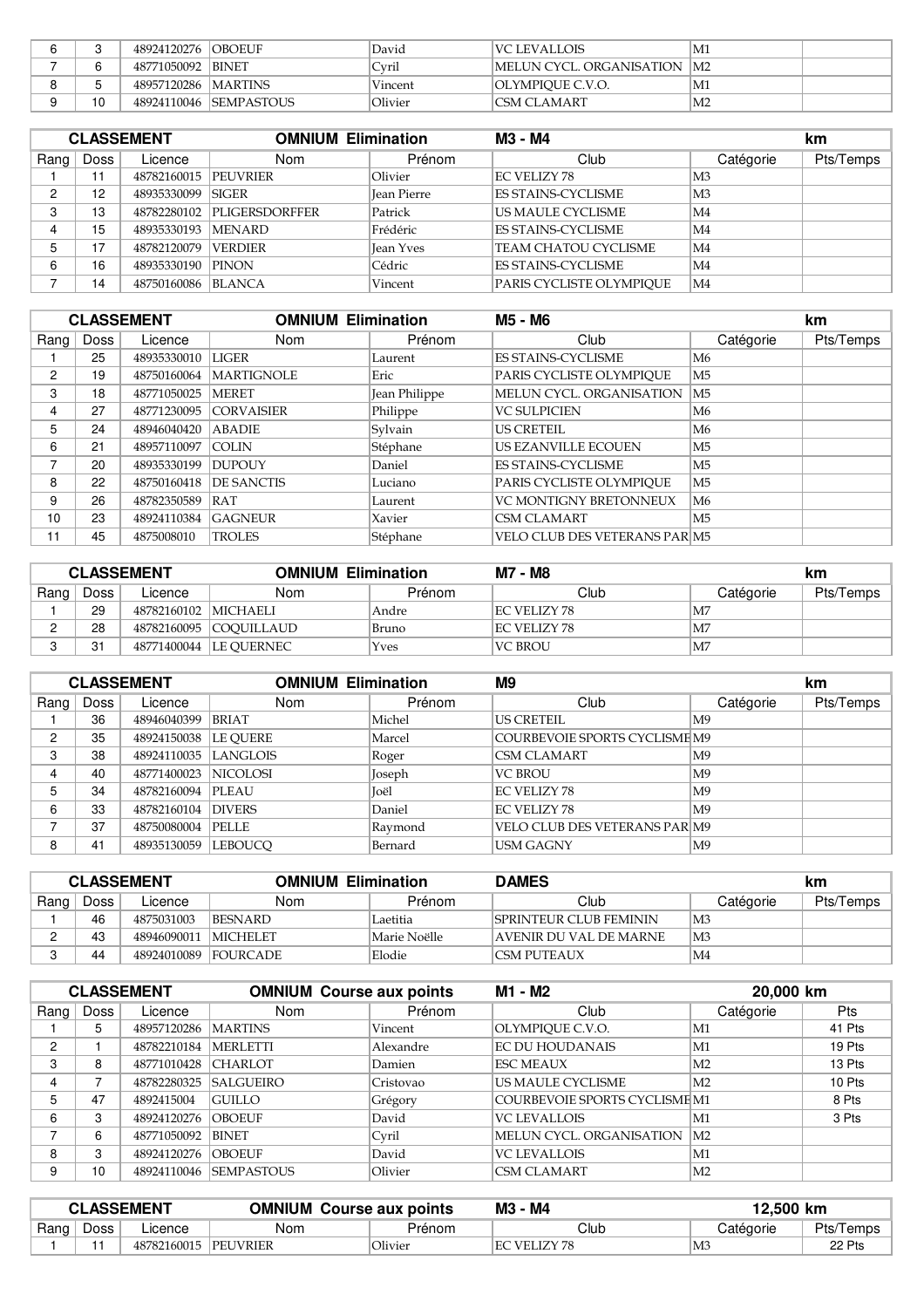| 6 | 3 | 48924120276 | OBOEUF | David | VC LEVALLOIS | M1 | |
|---|---|---|---|---|---|---|---|
| 7 | 6 | 48771050092 | BINET | Cyril | MELUN CYCL. ORGANISATION | M2 | |
| 8 | 5 | 48957120286 | MARTINS | Vincent | OLYMPIQUE C.V.O. | M1 | |
| 9 | 10 | 48924110046 | SEMPASTOUS | Olivier | CSM CLAMART | M2 | |

| CLASSEMENT | | | OMNIUM Elimination | | M3 - M4 | | km |
|---|---|---|---|---|---|---|---|
| Rang | Doss | Licence | Nom | Prénom | Club | Catégorie | Pts/Temps |
| 1 | 11 | 48782160015 | PEUVRIER | Olivier | EC VELIZY 78 | M3 | |
| 2 | 12 | 48935330099 | SIGER | Jean Pierre | ES STAINS-CYCLISME | M3 | |
| 3 | 13 | 48782280102 | PLIGERSDORFFER | Patrick | US MAULE CYCLISME | M4 | |
| 4 | 15 | 48935330193 | MENARD | Frédéric | ES STAINS-CYCLISME | M4 | |
| 5 | 17 | 48782120079 | VERDIER | Jean Yves | TEAM CHATOU CYCLISME | M4 | |
| 6 | 16 | 48935330190 | PINON | Cédric | ES STAINS-CYCLISME | M4 | |
| 7 | 14 | 48750160086 | BLANCA | Vincent | PARIS CYCLISTE OLYMPIQUE | M4 | |

| CLASSEMENT | | | OMNIUM Elimination | | M5 - M6 | | km |
|---|---|---|---|---|---|---|---|
| Rang | Doss | Licence | Nom | Prénom | Club | Catégorie | Pts/Temps |
| 1 | 25 | 48935330010 | LIGER | Laurent | ES STAINS-CYCLISME | M6 | |
| 2 | 19 | 48750160064 | MARTIGNOLE | Eric | PARIS CYCLISTE OLYMPIQUE | M5 | |
| 3 | 18 | 48771050025 | MERET | Jean Philippe | MELUN CYCL. ORGANISATION | M5 | |
| 4 | 27 | 48771230095 | CORVAISIER | Philippe | VC SULPICIEN | M6 | |
| 5 | 24 | 48946040420 | ABADIE | Sylvain | US CRETEIL | M6 | |
| 6 | 21 | 48957110097 | COLIN | Stéphane | US EZANVILLE ECOUEN | M5 | |
| 7 | 20 | 48935330199 | DUPOUY | Daniel | ES STAINS-CYCLISME | M5 | |
| 8 | 22 | 48750160418 | DE SANCTIS | Luciano | PARIS CYCLISTE OLYMPIQUE | M5 | |
| 9 | 26 | 48782350589 | RAT | Laurent | VC MONTIGNY BRETONNEUX | M6 | |
| 10 | 23 | 48924110384 | GAGNEUR | Xavier | CSM CLAMART | M5 | |
| 11 | 45 | 4875008010 | TROLES | Stéphane | VELO CLUB DES VETERANS PAR | M5 | |

| CLASSEMENT | | | OMNIUM Elimination | | M7 - M8 | | km |
|---|---|---|---|---|---|---|---|
| Rang | Doss | Licence | Nom | Prénom | Club | Catégorie | Pts/Temps |
| 1 | 29 | 48782160102 | MICHAELI | Andre | EC VELIZY 78 | M7 | |
| 2 | 28 | 48782160095 | COQUILLAUD | Bruno | EC VELIZY 78 | M7 | |
| 3 | 31 | 48771400044 | LE QUERNEC | Yves | VC BROU | M7 | |

| CLASSEMENT | | | OMNIUM Elimination | | M9 | | km |
|---|---|---|---|---|---|---|---|
| Rang | Doss | Licence | Nom | Prénom | Club | Catégorie | Pts/Temps |
| 1 | 36 | 48946040399 | BRIAT | Michel | US CRETEIL | M9 | |
| 2 | 35 | 48924150038 | LE QUERE | Marcel | COURBEVOIE SPORTS CYCLISME | M9 | |
| 3 | 38 | 48924110035 | LANGLOIS | Roger | CSM CLAMART | M9 | |
| 4 | 40 | 48771400023 | NICOLOSI | Joseph | VC BROU | M9 | |
| 5 | 34 | 48782160094 | PLEAU | Joël | EC VELIZY 78 | M9 | |
| 6 | 33 | 48782160104 | DIVERS | Daniel | EC VELIZY 78 | M9 | |
| 7 | 37 | 48750080004 | PELLE | Raymond | VELO CLUB DES VETERANS PAR | M9 | |
| 8 | 41 | 48935130059 | LEBOUCQ | Bernard | USM GAGNY | M9 | |

| CLASSEMENT | | | OMNIUM Elimination | | DAMES | | km |
|---|---|---|---|---|---|---|---|
| Rang | Doss | Licence | Nom | Prénom | Club | Catégorie | Pts/Temps |
| 1 | 46 | 4875031003 | BESNARD | Laetitia | SPRINTEUR CLUB FEMININ | M3 | |
| 2 | 43 | 48946090011 | MICHELET | Marie Noëlle | AVENIR DU VAL DE MARNE | M3 | |
| 3 | 44 | 48924010089 | FOURCADE | Elodie | CSM PUTEAUX | M4 | |

| CLASSEMENT | | | OMNIUM Course aux points | | M1 - M2 | 20,000 km | |
|---|---|---|---|---|---|---|---|
| Rang | Doss | Licence | Nom | Prénom | Club | Catégorie | Pts |
| 1 | 5 | 48957120286 | MARTINS | Vincent | OLYMPIQUE C.V.O. | M1 | 41 Pts |
| 2 | 1 | 48782210184 | MERLETTI | Alexandre | EC DU HOUDANAIS | M1 | 19 Pts |
| 3 | 8 | 48771010428 | CHARLOT | Damien | ESC MEAUX | M2 | 13 Pts |
| 4 | 7 | 48782280325 | SALGUEIRO | Cristovao | US MAULE CYCLISME | M2 | 10 Pts |
| 5 | 47 | 4892415004 | GUILLO | Grégory | COURBEVOIE SPORTS CYCLISME | M1 | 8 Pts |
| 6 | 3 | 48924120276 | OBOEUF | David | VC LEVALLOIS | M1 | 3 Pts |
| 7 | 6 | 48771050092 | BINET | Cyril | MELUN CYCL. ORGANISATION | M2 | |
| 8 | 3 | 48924120276 | OBOEUF | David | VC LEVALLOIS | M1 | |
| 9 | 10 | 48924110046 | SEMPASTOUS | Olivier | CSM CLAMART | M2 | |

| CLASSEMENT | | | OMNIUM Course aux points | | M3 - M4 | 12,500 km | |
|---|---|---|---|---|---|---|---|
| Rang | Doss | Licence | Nom | Prénom | Club | Catégorie | Pts/Temps |
| 1 | 11 | 48782160015 | PEUVRIER | Olivier | EC VELIZY 78 | M3 | 22 Pts |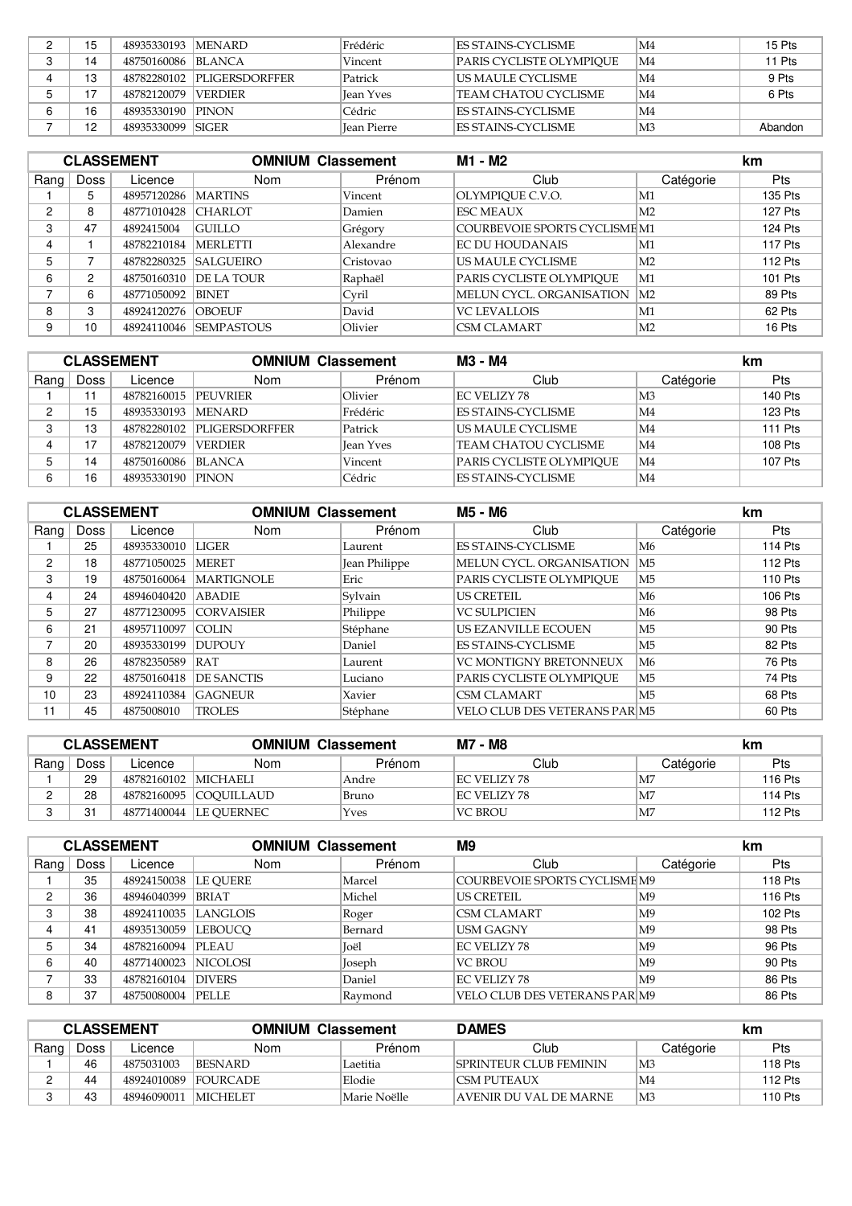| | | | | | | | |
|---|---|---|---|---|---|---|---|
| 2 | 15 | 48935330193 | MENARD | Frédéric | ES STAINS-CYCLISME | M4 | 15 Pts |
| 3 | 14 | 48750160086 | BLANCA | Vincent | PARIS CYCLISTE OLYMPIQUE | M4 | 11 Pts |
| 4 | 13 | 48782280102 | PLIGERSDORFFER | Patrick | US MAULE CYCLISME | M4 | 9 Pts |
| 5 | 17 | 48782120079 | VERDIER | Jean Yves | TEAM CHATOU CYCLISME | M4 | 6 Pts |
| 6 | 16 | 48935330190 | PINON | Cédric | ES STAINS-CYCLISME | M4 | |
| 7 | 12 | 48935330099 | SIGER | Jean Pierre | ES STAINS-CYCLISME | M3 | Abandon |

| CLASSEMENT | | | OMNIUM Classement | | M1 - M2 | | km |
|---|---|---|---|---|---|---|---|
| Rang | Doss | Licence | Nom | Prénom | Club | Catégorie | Pts |
| 1 | 5 | 48957120286 | MARTINS | Vincent | OLYMPIQUE C.V.O. | M1 | 135 Pts |
| 2 | 8 | 48771010428 | CHARLOT | Damien | ESC MEAUX | M2 | 127 Pts |
| 3 | 47 | 4892415004 | GUILLO | Grégory | COURBEVOIE SPORTS CYCLISME | M1 | 124 Pts |
| 4 | 1 | 48782210184 | MERLETTI | Alexandre | EC DU HOUDANAIS | M1 | 117 Pts |
| 5 | 7 | 48782280325 | SALGUEIRO | Cristovao | US MAULE CYCLISME | M2 | 112 Pts |
| 6 | 2 | 48750160310 | DE LA TOUR | Raphaël | PARIS CYCLISTE OLYMPIQUE | M1 | 101 Pts |
| 7 | 6 | 48771050092 | BINET | Cyril | MELUN CYCL. ORGANISATION | M2 | 89 Pts |
| 8 | 3 | 48924120276 | OBOEUF | David | VC LEVALLOIS | M1 | 62 Pts |
| 9 | 10 | 48924110046 | SEMPASTOUS | Olivier | CSM CLAMART | M2 | 16 Pts |

| CLASSEMENT | | | OMNIUM Classement | | M3 - M4 | | km |
|---|---|---|---|---|---|---|---|
| Rang | Doss | Licence | Nom | Prénom | Club | Catégorie | Pts |
| 1 | 11 | 48782160015 | PEUVRIER | Olivier | EC VELIZY 78 | M3 | 140 Pts |
| 2 | 15 | 48935330193 | MENARD | Frédéric | ES STAINS-CYCLISME | M4 | 123 Pts |
| 3 | 13 | 48782280102 | PLIGERSDORFFER | Patrick | US MAULE CYCLISME | M4 | 111 Pts |
| 4 | 17 | 48782120079 | VERDIER | Jean Yves | TEAM CHATOU CYCLISME | M4 | 108 Pts |
| 5 | 14 | 48750160086 | BLANCA | Vincent | PARIS CYCLISTE OLYMPIQUE | M4 | 107 Pts |
| 6 | 16 | 48935330190 | PINON | Cédric | ES STAINS-CYCLISME | M4 | |

| CLASSEMENT | | | OMNIUM Classement | | M5 - M6 | | km |
|---|---|---|---|---|---|---|---|
| Rang | Doss | Licence | Nom | Prénom | Club | Catégorie | Pts |
| 1 | 25 | 48935330010 | LIGER | Laurent | ES STAINS-CYCLISME | M6 | 114 Pts |
| 2 | 18 | 48771050025 | MERET | Jean Philippe | MELUN CYCL. ORGANISATION | M5 | 112 Pts |
| 3 | 19 | 48750160064 | MARTIGNOLE | Eric | PARIS CYCLISTE OLYMPIQUE | M5 | 110 Pts |
| 4 | 24 | 48946040420 | ABADIE | Sylvain | US CRETEIL | M6 | 106 Pts |
| 5 | 27 | 48771230095 | CORVAISIER | Philippe | VC SULPICIEN | M6 | 98 Pts |
| 6 | 21 | 48957110097 | COLIN | Stéphane | US EZANVILLE ECOUEN | M5 | 90 Pts |
| 7 | 20 | 48935330199 | DUPOUY | Daniel | ES STAINS-CYCLISME | M5 | 82 Pts |
| 8 | 26 | 48782350589 | RAT | Laurent | VC MONTIGNY BRETONNEUX | M6 | 76 Pts |
| 9 | 22 | 48750160418 | DE SANCTIS | Luciano | PARIS CYCLISTE OLYMPIQUE | M5 | 74 Pts |
| 10 | 23 | 48924110384 | GAGNEUR | Xavier | CSM CLAMART | M5 | 68 Pts |
| 11 | 45 | 4875008010 | TROLES | Stéphane | VELO CLUB DES VETERANS PAR | M5 | 60 Pts |

| CLASSEMENT | | | OMNIUM Classement | | M7 - M8 | | km |
|---|---|---|---|---|---|---|---|
| Rang | Doss | Licence | Nom | Prénom | Club | Catégorie | Pts |
| 1 | 29 | 48782160102 | MICHAELI | Andre | EC VELIZY 78 | M7 | 116 Pts |
| 2 | 28 | 48782160095 | COQUILLAUD | Bruno | EC VELIZY 78 | M7 | 114 Pts |
| 3 | 31 | 48771400044 | LE QUERNEC | Yves | VC BROU | M7 | 112 Pts |

| CLASSEMENT | | | OMNIUM Classement | | M9 | | km |
|---|---|---|---|---|---|---|---|
| Rang | Doss | Licence | Nom | Prénom | Club | Catégorie | Pts |
| 1 | 35 | 48924150038 | LE QUERE | Marcel | COURBEVOIE SPORTS CYCLISME | M9 | 118 Pts |
| 2 | 36 | 48946040399 | BRIAT | Michel | US CRETEIL | M9 | 116 Pts |
| 3 | 38 | 48924110035 | LANGLOIS | Roger | CSM CLAMART | M9 | 102 Pts |
| 4 | 41 | 48935130059 | LEBOUCQ | Bernard | USM GAGNY | M9 | 98 Pts |
| 5 | 34 | 48782160094 | PLEAU | Joël | EC VELIZY 78 | M9 | 96 Pts |
| 6 | 40 | 48771400023 | NICOLOSI | Joseph | VC BROU | M9 | 90 Pts |
| 7 | 33 | 48782160104 | DIVERS | Daniel | EC VELIZY 78 | M9 | 86 Pts |
| 8 | 37 | 48750080004 | PELLE | Raymond | VELO CLUB DES VETERANS PAR | M9 | 86 Pts |

| CLASSEMENT | | | OMNIUM Classement | | DAMES | | km |
|---|---|---|---|---|---|---|---|
| Rang | Doss | Licence | Nom | Prénom | Club | Catégorie | Pts |
| 1 | 46 | 4875031003 | BESNARD | Laetitia | SPRINTEUR CLUB FEMININ | M3 | 118 Pts |
| 2 | 44 | 48924010089 | FOURCADE | Elodie | CSM PUTEAUX | M4 | 112 Pts |
| 3 | 43 | 48946090011 | MICHELET | Marie Noëlle | AVENIR DU VAL DE MARNE | M3 | 110 Pts |